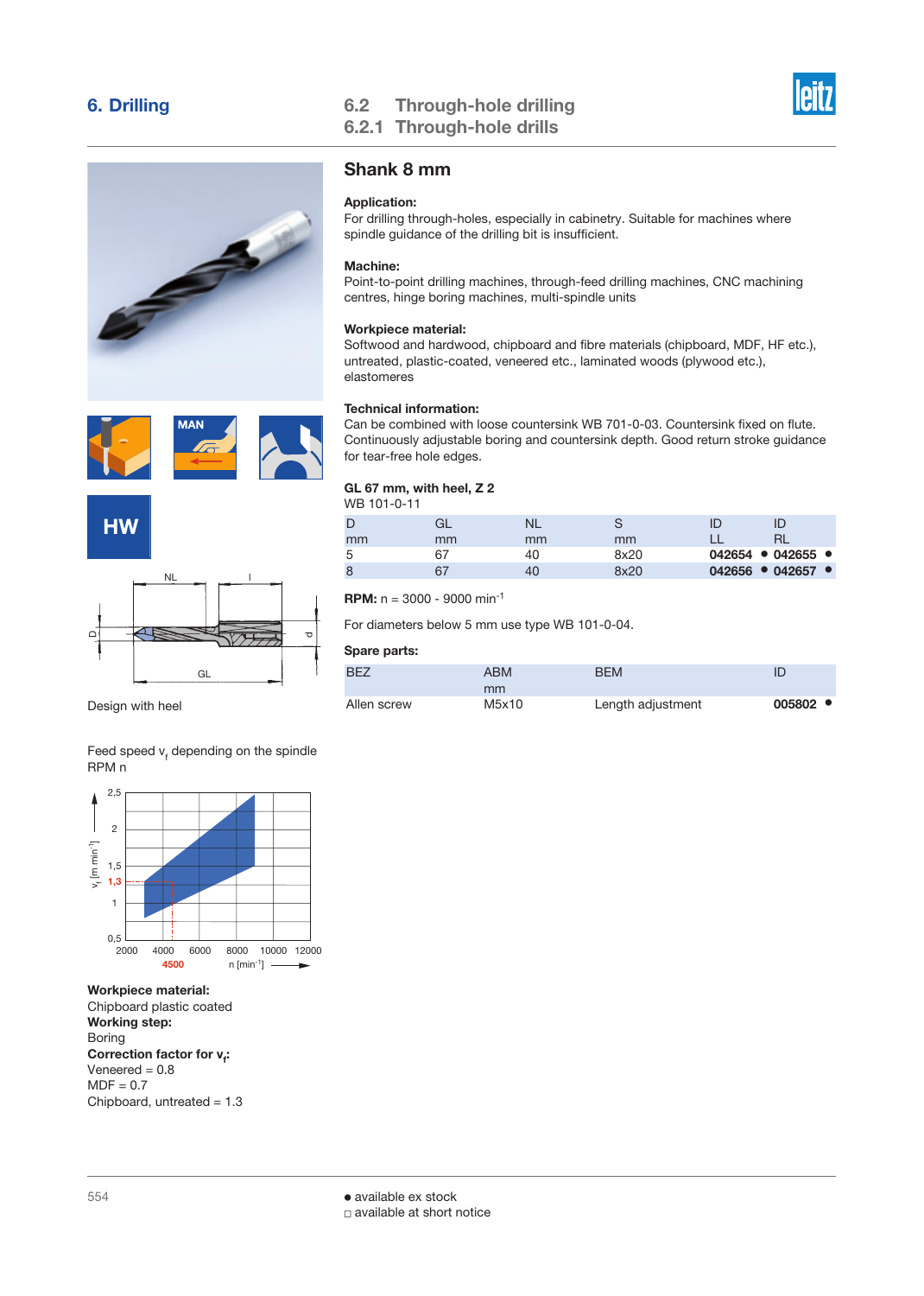# 6. Drilling

## 6.2 Through-hole drilling
## 6.2.1 Through-hole drills

### Shank 8 mm

**Application:**
For drilling through-holes, especially in cabinetry. Suitable for machines where spindle guidance of the drilling bit is insufficient.

**Machine:**
Point-to-point drilling machines, through-feed drilling machines, CNC machining centres, hinge boring machines, multi-spindle units

**Workpiece material:**
Softwood and hardwood, chipboard and fibre materials (chipboard, MDF, HF etc.), untreated, plastic-coated, veneered etc., laminated woods (plywood etc.), elastomeres

**Technical information:**
Can be combined with loose countersink WB 701-0-03. Countersink fixed on flute. Continuously adjustable boring and countersink depth. Good return stroke guidance for tear-free hole edges.

**GL 67 mm, with heel, Z 2**
WB 101-0-11

| D mm | GL mm | NL mm | S mm | ID LL | ID RL |
|---|---|---|---|---|---|
| 5 | 67 | 40 | 8x20 | **042654** ● | **042655** ● |
| 8 | 67 | 40 | 8x20 | **042656** ● | **042657** ● |

**RPM:** n = 3000 - 9000 min$^{-1}$

For diameters below 5 mm use type WB 101-0-04.

**Spare parts:**

| BEZ | ABM mm | BEM | ID |
|---|---|---|---|
| Allen screw | M5x10 | Length adjustment | **005802** ● |

HW

Design with heel

Feed speed $v_f$ depending on the spindle RPM n

**Workpiece material:**
Chipboard plastic coated
**Working step:**
Boring
**Correction factor for $v_f$:**
Veneered = 0.8
MDF = 0.7
Chipboard, untreated = 1.3

● available ex stock
□ available at short notice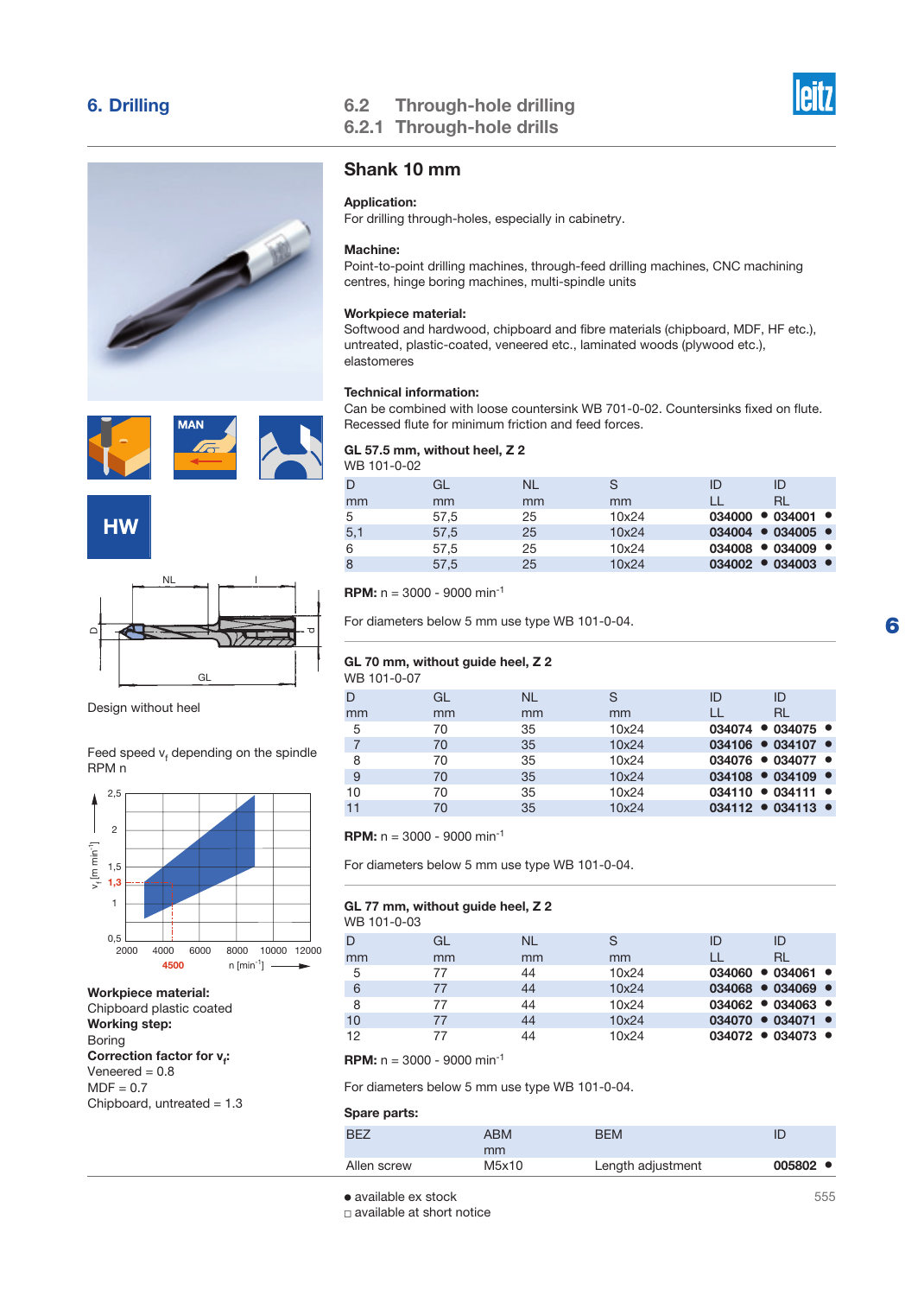# 6. Drilling

## 6.2 Through-hole drilling
## 6.2.1 Through-hole drills

### Shank 10 mm

**Application:**
For drilling through-holes, especially in cabinetry.

**Machine:**
Point-to-point drilling machines, through-feed drilling machines, CNC machining centres, hinge boring machines, multi-spindle units

**Workpiece material:**
Softwood and hardwood, chipboard and fibre materials (chipboard, MDF, HF etc.), untreated, plastic-coated, veneered etc., laminated woods (plywood etc.), elastomeres

**Technical information:**
Can be combined with loose countersink WB 701-0-02. Countersinks fixed on flute. Recessed flute for minimum friction and feed forces.

MAN

HW

Design without heel

Feed speed $v_f$ depending on the spindle RPM n

**Workpiece material:**
Chipboard plastic coated
**Working step:**
Boring
**Correction factor for $v_f$:**
Veneered = 0.8
MDF = 0.7
Chipboard, untreated = 1.3

**GL 57.5 mm, without heel, Z 2**
WB 101-0-02

| D mm | GL mm | NL mm | S mm | ID LL | ID RL |
|---|---|---|---|---|---|
| 5 | 57,5 | 25 | 10x24 | **034000** ● | **034001** ● |
| 5,1 | 57,5 | 25 | 10x24 | **034004** ● | **034005** ● |
| 6 | 57,5 | 25 | 10x24 | **034008** ● | **034009** ● |
| 8 | 57,5 | 25 | 10x24 | **034002** ● | **034003** ● |

**RPM:** n = 3000 - 9000 min$^{-1}$

For diameters below 5 mm use type WB 101-0-04.

**GL 70 mm, without guide heel, Z 2**
WB 101-0-07

| D mm | GL mm | NL mm | S mm | ID LL | ID RL |
|---|---|---|---|---|---|
| 5 | 70 | 35 | 10x24 | **034074** ● | **034075** ● |
| 7 | 70 | 35 | 10x24 | **034106** ● | **034107** ● |
| 8 | 70 | 35 | 10x24 | **034076** ● | **034077** ● |
| 9 | 70 | 35 | 10x24 | **034108** ● | **034109** ● |
| 10 | 70 | 35 | 10x24 | **034110** ● | **034111** ● |
| 11 | 70 | 35 | 10x24 | **034112** ● | **034113** ● |

**RPM:** n = 3000 - 9000 min$^{-1}$

For diameters below 5 mm use type WB 101-0-04.

**GL 77 mm, without guide heel, Z 2**
WB 101-0-03

| D mm | GL mm | NL mm | S mm | ID LL | ID RL |
|---|---|---|---|---|---|
| 5 | 77 | 44 | 10x24 | **034060** ● | **034061** ● |
| 6 | 77 | 44 | 10x24 | **034068** ● | **034069** ● |
| 8 | 77 | 44 | 10x24 | **034062** ● | **034063** ● |
| 10 | 77 | 44 | 10x24 | **034070** ● | **034071** ● |
| 12 | 77 | 44 | 10x24 | **034072** ● | **034073** ● |

**RPM:** n = 3000 - 9000 min$^{-1}$

For diameters below 5 mm use type WB 101-0-04.

**Spare parts:**

| BEZ | ABM mm | BEM | ID |
|---|---|---|---|
| Allen screw | M5x10 | Length adjustment | **005802** ● |

● available ex stock
□ available at short notice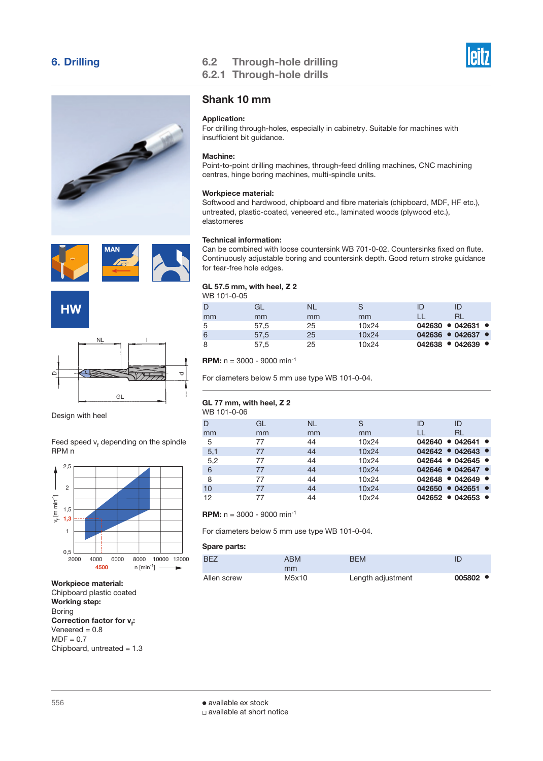# 6. Drilling

## 6.2 Through-hole drilling
## 6.2.1 Through-hole drills

HW

Design with heel

Feed speed $v_f$ depending on the spindle RPM n

**Workpiece material:**
Chipboard plastic coated
**Working step:**
Boring
**Correction factor for $v_f$:**
Veneered = 0.8
MDF = 0.7
Chipboard, untreated = 1.3

## Shank 10 mm

**Application:**
For drilling through-holes, especially in cabinetry. Suitable for machines with insufficient bit guidance.

**Machine:**
Point-to-point drilling machines, through-feed drilling machines, CNC machining centres, hinge boring machines, multi-spindle units.

**Workpiece material:**
Softwood and hardwood, chipboard and fibre materials (chipboard, MDF, HF etc.), untreated, plastic-coated, veneered etc., laminated woods (plywood etc.), elastomeres

**Technical information:**
Can be combined with loose countersink WB 701-0-02. Countersinks fixed on flute. Continuously adjustable boring and countersink depth. Good return stroke guidance for tear-free hole edges.

### GL 57.5 mm, with heel, Z 2
WB 101-0-05

| D mm | GL mm | NL mm | S mm | ID LL | ID RL |
|---|---|---|---|---|---|
| 5 | 57,5 | 25 | 10x24 | **042630** ● | **042631** ● |
| 6 | 57,5 | 25 | 10x24 | **042636** ● | **042637** ● |
| 8 | 57,5 | 25 | 10x24 | **042638** ● | **042639** ● |

**RPM:** n = 3000 - 9000 min$^{-1}$

For diameters below 5 mm use type WB 101-0-04.

### GL 77 mm, with heel, Z 2
WB 101-0-06

| D mm | GL mm | NL mm | S mm | ID LL | ID RL |
|---|---|---|---|---|---|
| 5 | 77 | 44 | 10x24 | **042640** ● | **042641** ● |
| 5,1 | 77 | 44 | 10x24 | **042642** ● | **042643** ● |
| 5,2 | 77 | 44 | 10x24 | **042644** ● | **042645** ● |
| 6 | 77 | 44 | 10x24 | **042646** ● | **042647** ● |
| 8 | 77 | 44 | 10x24 | **042648** ● | **042649** ● |
| 10 | 77 | 44 | 10x24 | **042650** ● | **042651** ● |
| 12 | 77 | 44 | 10x24 | **042652** ● | **042653** ● |

**RPM:** n = 3000 - 9000 min$^{-1}$

For diameters below 5 mm use type WB 101-0-04.

**Spare parts:**

| BEZ | ABM mm | BEM | ID |
|---|---|---|---|
| Allen screw | M5x10 | Length adjustment | **005802** ● |

● available ex stock
□ available at short notice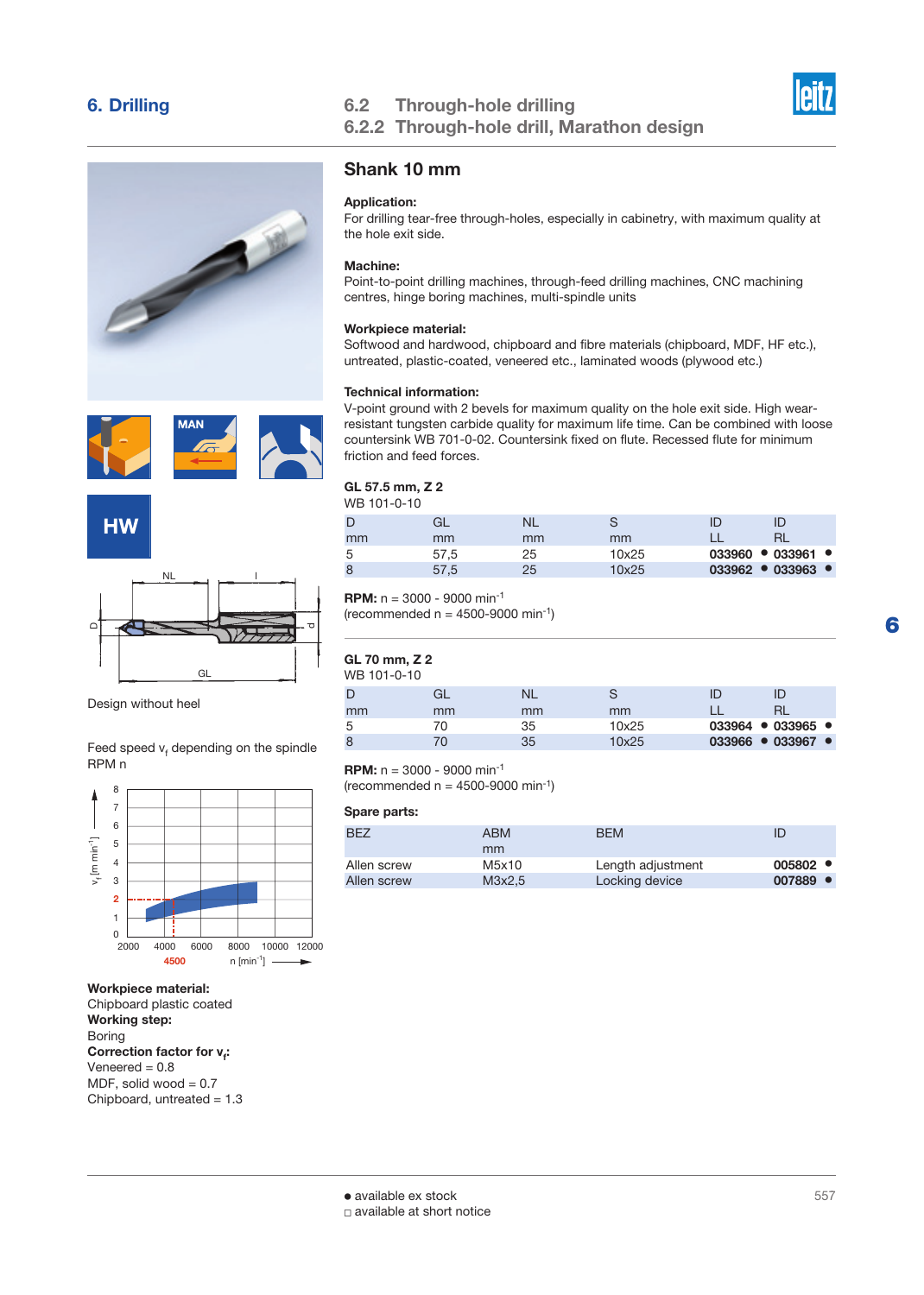# 6. Drilling

## 6.2 Through-hole drilling
## 6.2.2 Through-hole drill, Marathon design

### Shank 10 mm

**Application:**
For drilling tear-free through-holes, especially in cabinetry, with maximum quality at the hole exit side.

**Machine:**
Point-to-point drilling machines, through-feed drilling machines, CNC machining centres, hinge boring machines, multi-spindle units

**Workpiece material:**
Softwood and hardwood, chipboard and fibre materials (chipboard, MDF, HF etc.), untreated, plastic-coated, veneered etc., laminated woods (plywood etc.)

**Technical information:**
V-point ground with 2 bevels for maximum quality on the hole exit side. High wear-resistant tungsten carbide quality for maximum life time. Can be combined with loose countersink WB 701-0-02. Countersink fixed on flute. Recessed flute for minimum friction and feed forces.

HW

Design without heel

Feed speed $v_f$ depending on the spindle RPM n

**Workpiece material:**
Chipboard plastic coated
**Working step:**
Boring
**Correction factor for $v_f$:**
Veneered = 0.8
MDF, solid wood = 0.7
Chipboard, untreated = 1.3

**GL 57.5 mm, Z 2**
WB 101-0-10

| D mm | GL mm | NL mm | S mm | ID LL | ID RL |
|---|---|---|---|---|---|
| 5 | 57,5 | 25 | 10x25 | **033960** ● | **033961** ● |
| 8 | 57,5 | 25 | 10x25 | **033962** ● | **033963** ● |

**RPM:** n = 3000 - 9000 min$^{-1}$
(recommended n = 4500-9000 min$^{-1}$)

**GL 70 mm, Z 2**
WB 101-0-10

| D mm | GL mm | NL mm | S mm | ID LL | ID RL |
|---|---|---|---|---|---|
| 5 | 70 | 35 | 10x25 | **033964** ● | **033965** ● |
| 8 | 70 | 35 | 10x25 | **033966** ● | **033967** ● |

**RPM:** n = 3000 - 9000 min$^{-1}$
(recommended n = 4500-9000 min$^{-1}$)

**Spare parts:**

| BEZ | ABM mm | BEM | ID |
|---|---|---|---|
| Allen screw | M5x10 | Length adjustment | **005802** ● |
| Allen screw | M3x2,5 | Locking device | **007889** ● |

● available ex stock
□ available at short notice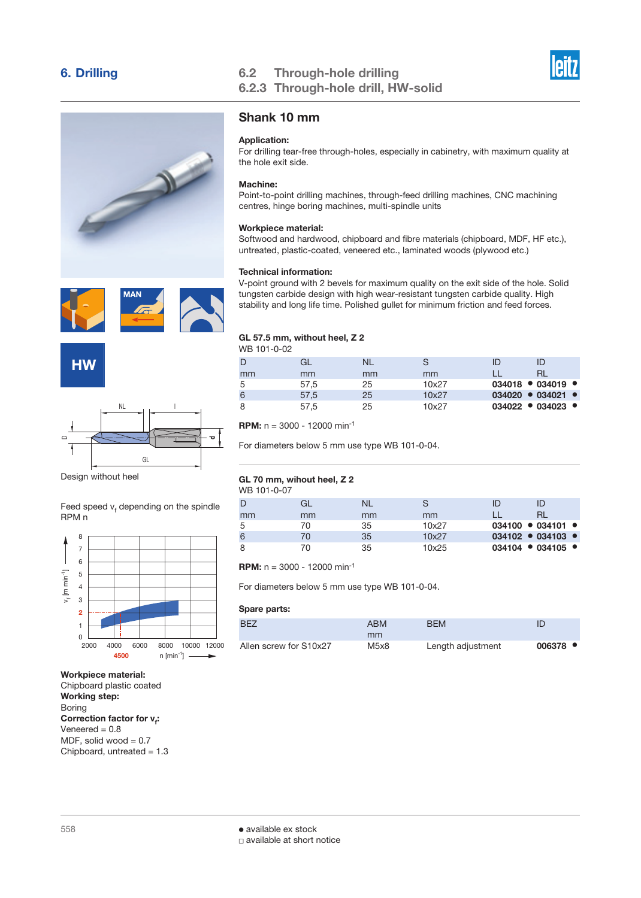# 6. Drilling

## 6.2 Through-hole drilling
## 6.2.3 Through-hole drill, HW-solid

### Shank 10 mm

**Application:**
For drilling tear-free through-holes, especially in cabinetry, with maximum quality at the hole exit side.

**Machine:**
Point-to-point drilling machines, through-feed drilling machines, CNC machining centres, hinge boring machines, multi-spindle units

**Workpiece material:**
Softwood and hardwood, chipboard and fibre materials (chipboard, MDF, HF etc.), untreated, plastic-coated, veneered etc., laminated woods (plywood etc.)

**Technical information:**
V-point ground with 2 bevels for maximum quality on the exit side of the hole. Solid tungsten carbide design with high wear-resistant tungsten carbide quality. High stability and long life time. Polished gullet for minimum friction and feed forces.

MAN

HW

Design without heel

Feed speed $v_f$ depending on the spindle RPM n

**Workpiece material:**
Chipboard plastic coated
**Working step:**
Boring
**Correction factor for $v_f$:**
Veneered = 0.8
MDF, solid wood = 0.7
Chipboard, untreated = 1.3

**GL 57.5 mm, without heel, Z 2**
WB 101-0-02

| D | GL | NL | S | ID | ID |
|---|---|---|---|---|---|
| mm | mm | mm | mm | LL | RL |
| 5 | 57,5 | 25 | 10x27 | **034018** ● | **034019** ● |
| 6 | 57,5 | 25 | 10x27 | **034020** ● | **034021** ● |
| 8 | 57,5 | 25 | 10x27 | **034022** ● | **034023** ● |

**RPM:** n = 3000 - 12000 min$^{-1}$

For diameters below 5 mm use type WB 101-0-04.

**GL 70 mm, wihout heel, Z 2**
WB 101-0-07

| D | GL | NL | S | ID | ID |
|---|---|---|---|---|---|
| mm | mm | mm | mm | LL | RL |
| 5 | 70 | 35 | 10x27 | **034100** ● | **034101** ● |
| 6 | 70 | 35 | 10x27 | **034102** ● | **034103** ● |
| 8 | 70 | 35 | 10x25 | **034104** ● | **034105** ● |

**RPM:** n = 3000 - 12000 min$^{-1}$

For diameters below 5 mm use type WB 101-0-04.

**Spare parts:**

| BEZ | ABM | BEM | ID |
|---|---|---|---|
| | mm | | |
| Allen screw for S10x27 | M5x8 | Length adjustment | **006378** ● |

● available ex stock
□ available at short notice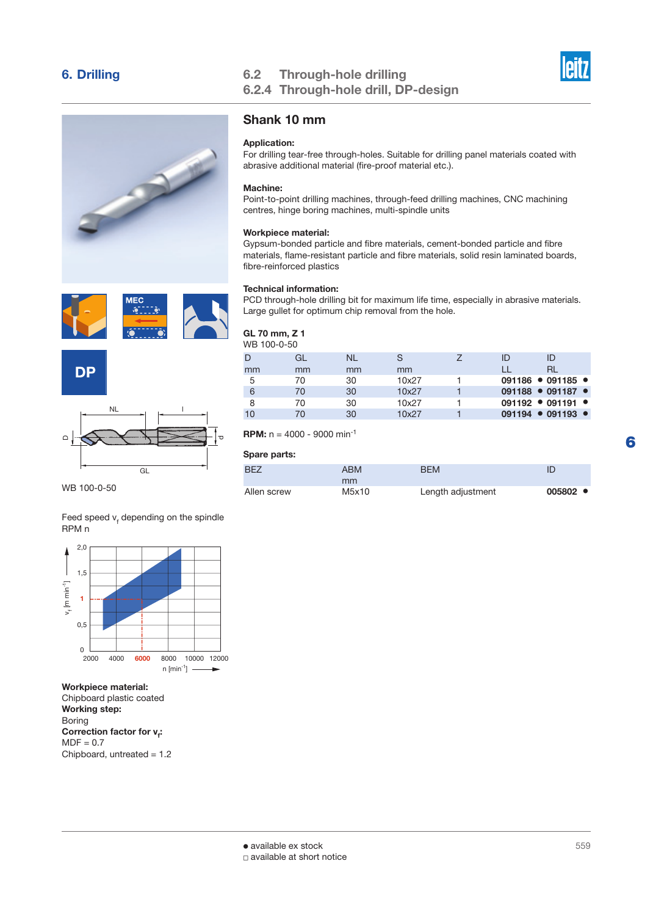# 6. Drilling

## 6.2 Through-hole drilling
## 6.2.4 Through-hole drill, DP-design

### Shank 10 mm

**Application:**
For drilling tear-free through-holes. Suitable for drilling panel materials coated with abrasive additional material (fire-proof material etc.).

**Machine:**
Point-to-point drilling machines, through-feed drilling machines, CNC machining centres, hinge boring machines, multi-spindle units

**Workpiece material:**
Gypsum-bonded particle and fibre materials, cement-bonded particle and fibre materials, flame-resistant particle and fibre materials, solid resin laminated boards, fibre-reinforced plastics

**Technical information:**
PCD through-hole drilling bit for maximum life time, especially in abrasive materials. Large gullet for optimum chip removal from the hole.

MEC

DP

NL
l
D
d
GL

WB 100-0-50

**GL 70 mm, Z 1**
WB 100-0-50

| D mm | GL mm | NL mm | S mm | Z | ID LL | ID RL |
|---|---|---|---|---|---|---|
| 5 | 70 | 30 | 10x27 | 1 | **091186** ● | **091185** ● |
| 6 | 70 | 30 | 10x27 | 1 | **091188** ● | **091187** ● |
| 8 | 70 | 30 | 10x27 | 1 | **091192** ● | **091191** ● |
| 10 | 70 | 30 | 10x27 | 1 | **091194** ● | **091193** ● |

**RPM:** n = 4000 - 9000 min$^{-1}$

**Spare parts:**

| BEZ | ABM mm | BEM | ID |
|---|---|---|---|
| Allen screw | M5x10 | Length adjustment | **005802** ● |

Feed speed $v_f$ depending on the spindle RPM n

2,0
1,5
1
0,5
0
$v_f$ [m min$^{-1}$]
2000 4000 6000 8000 10000 12000
n [min$^{-1}$]

**Workpiece material:**
Chipboard plastic coated
**Working step:**
Boring
**Correction factor for $v_f$:**
MDF = 0.7
Chipboard, untreated = 1.2

● available ex stock
□ available at short notice